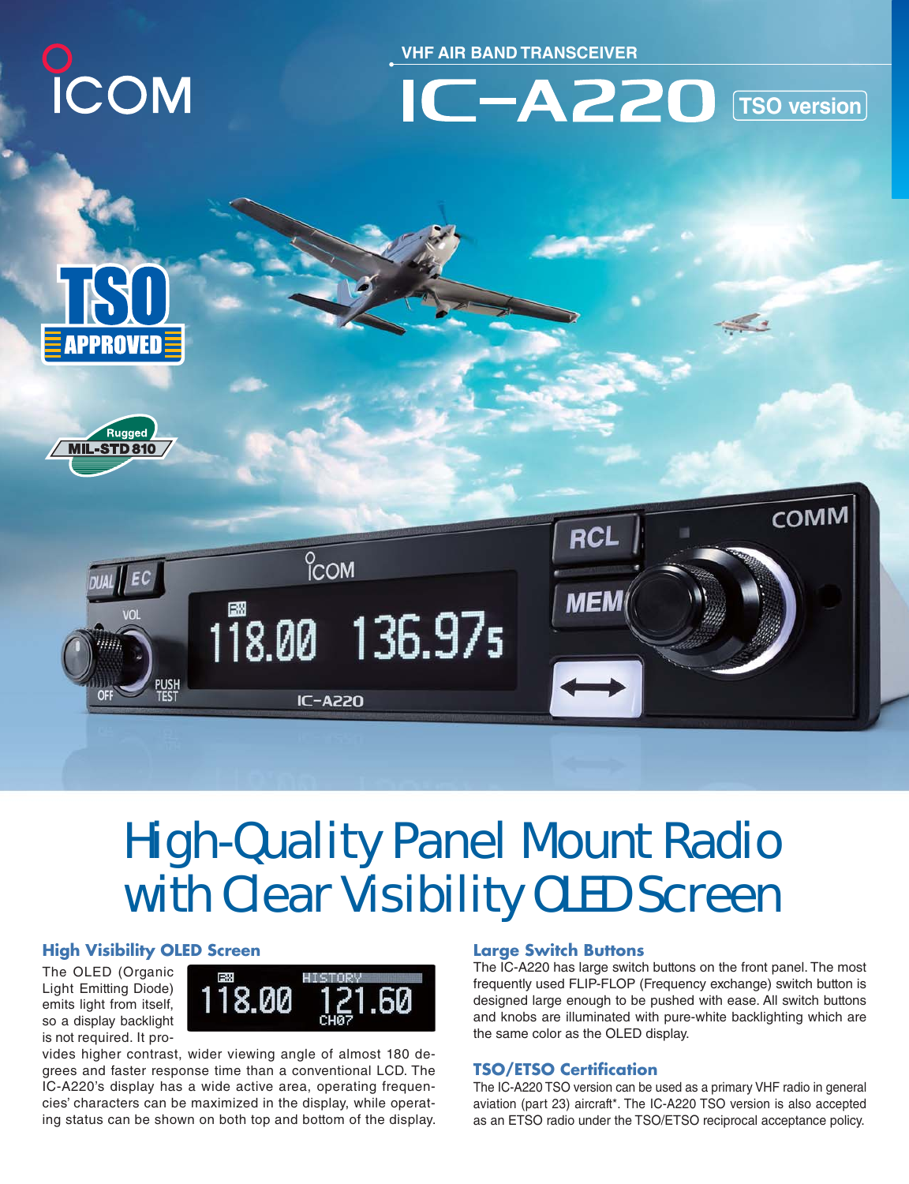ICOM

VHF AIR BAND TRANSCEIVER

# IC-A220 TSO version

TSO APPROVED

Rugged MIL-STD 810

## High-Quality Panel Mount Radio with Clear Visibility OLED Screen

### High Visibility OLED Screen

The OLED (Organic Light Emitting Diode) emits light from itself, so a display backlight is not required. It provides higher contrast, wider viewing angle of almost 180 degrees and faster response time than a conventional LCD. The IC-A220's display has a wide active area, operating frequencies' characters can be maximized in the display, while operating status can be shown on both top and bottom of the display.

### Large Switch Buttons

The IC-A220 has large switch buttons on the front panel. The most frequently used FLIP-FLOP (Frequency exchange) switch button is designed large enough to be pushed with ease. All switch buttons and knobs are illuminated with pure-white backlighting which are the same color as the OLED display.

### TSO/ETSO Certification

The IC-A220 TSO version can be used as a primary VHF radio in general aviation (part 23) aircraft*. The IC-A220 TSO version is also accepted as an ETSO radio under the TSO/ETSO reciprocal acceptance policy.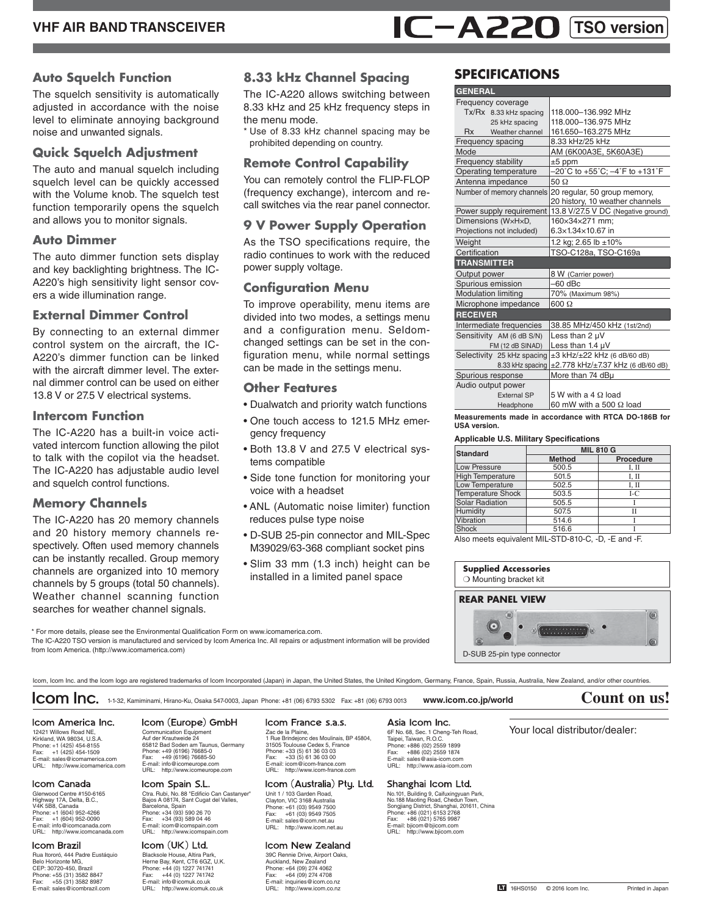VHF AIR BAND TRANSCEIVER

# IC-A220 TSO version

### Auto Squelch Function

The squelch sensitivity is automatically adjusted in accordance with the noise level to eliminate annoying background noise and unwanted signals.

### Quick Squelch Adjustment

The auto and manual squelch including squelch level can be quickly accessed with the Volume knob. The squelch test function temporarily opens the squelch and allows you to monitor signals.

### Auto Dimmer

The auto dimmer function sets display and key backlighting brightness. The IC-A220's high sensitivity light sensor covers a wide illumination range.

### External Dimmer Control

By connecting to an external dimmer control system on the aircraft, the IC-A220's dimmer function can be linked with the aircraft dimmer level. The external dimmer control can be used on either 13.8 V or 27.5 V electrical systems.

### Intercom Function

The IC-A220 has a built-in voice activated intercom function allowing the pilot to talk with the copilot via the headset. The IC-A220 has adjustable audio level and squelch control functions.

### Memory Channels

The IC-A220 has 20 memory channels and 20 history memory channels respectively. Often used memory channels can be instantly recalled. Group memory channels are organized into 10 memory channels by 5 groups (total 50 channels). Weather channel scanning function searches for weather channel signals.

### 8.33 kHz Channel Spacing

The IC-A220 allows switching between 8.33 kHz and 25 kHz frequency steps in the menu mode.

* Use of 8.33 kHz channel spacing may be prohibited depending on country.

### Remote Control Capability

You can remotely control the FLIP-FLOP (frequency exchange), intercom and recall switches via the rear panel connector.

### 9 V Power Supply Operation

As the TSO specifications require, the radio continues to work with the reduced power supply voltage.

### Configuration Menu

To improve operability, menu items are divided into two modes, a settings menu and a configuration menu. Seldom-changed settings can be set in the configuration menu, while normal settings can be made in the settings menu.

### Other Features

- Dualwatch and priority watch functions
- One touch access to 121.5 MHz emergency frequency
- Both 13.8 V and 27.5 V electrical systems compatible
- Side tone function for monitoring your voice with a headset
- ANL (Automatic noise limiter) function reduces pulse type noise
- D-SUB 25-pin connector and MIL-Spec M39029/63-368 compliant socket pins
- Slim 33 mm (1.3 inch) height can be installed in a limited panel space

* For more details, please see the Environmental Qualification Form on www.icomamerica.com.
The IC-A220 TSO version is manufactured and serviced by Icom America Inc. All repairs or adjustment information will be provided from Icom America. (http://www.icomamerica.com)

## SPECIFICATIONS

| GENERAL | |
|---|---|
| Frequency coverage | |
| Tx/Rx 8.33 kHz spacing | 118.000–136.992 MHz |
| 25 kHz spacing | 118.000–136.975 MHz |
| Rx Weather channel | 161.650–163.275 MHz |
| Frequency spacing | 8.33 kHz/25 kHz |
| Mode | AM (6K00A3E, 5K60A3E) |
| Frequency stability | ±5 ppm |
| Operating temperature | –20˚C to +55˚C; –4˚F to +131˚F |
| Antenna impedance | 50 Ω |
| Number of memory channels | 20 regular, 50 group memory, 20 history, 10 weather channels |
| Power supply requirement | 13.8 V/27.5 V DC (Negative ground) |
| Dimensions (W×H×D, Projections not included) | 160×34×271 mm; 6.3×1.34×10.67 in |
| Weight | 1.2 kg; 2.65 lb ±10% |
| Certification | TSO-C128a, TSO-C169a |
| **TRANSMITTER** | |
| Output power | 8 W (Carrier power) |
| Spurious emission | –60 dBc |
| Modulation limiting | 70% (Maximum 98%) |
| Microphone impedance | 600 Ω |
| **RECEIVER** | |
| Intermediate frequencies | 38.85 MHz/450 kHz (1st/2nd) |
| Sensitivity AM (6 dB S/N) | Less than 2 μV |
| FM (12 dB SINAD) | Less than 1.4 μV |
| Selectivity 25 kHz spacing | ±3 kHz/±22 kHz (6 dB/60 dB) |
| 8.33 kHz spacing | ±2.778 kHz/±7.37 kHz (6 dB/60 dB) |
| Spurious response | More than 74 dBμ |
| Audio output power | |
| External SP | 5 W with a 4 Ω load |
| Headphone | 60 mW with a 500 Ω load |

**Measurements made in accordance with RTCA DO-186B for USA version.**

**Applicable U.S. Military Specifications**

| Standard | MIL 810 G | |
|---|---|---|
| | Method | Procedure |
| Low Pressure | 500.5 | I, II |
| High Temperature | 501.5 | I, II |
| Low Temperature | 502.5 | I, II |
| Temperature Shock | 503.5 | I-C |
| Solar Radiation | 505.5 | I |
| Humidity | 507.5 | II |
| Vibration | 514.6 | I |
| Shock | 516.6 | I |

Also meets equivalent MIL-STD-810-C, -D, -E and -F.

**Supplied Accessories**

❍ Mounting bracket kit

**REAR PANEL VIEW**

D-SUB 25-pin type connector

Icom, Icom Inc. and the Icom logo are registered trademarks of Icom Incorporated (Japan) in Japan, the United States, the United Kingdom, Germany, France, Spain, Russia, Australia, New Zealand, and/or other countries.

**Icom Inc.** 1-1-32, Kamiminami, Hirano-Ku, Osaka 547-0003, Japan Phone: +81 (06) 6793 5302 Fax: +81 (06) 6793 0013 **www.icom.co.jp/world** **Count on us!**

**Icom America Inc.**
12421 Willows Road NE, Kirkland, WA 98034, U.S.A.
Phone: +1 (425) 454-8155
Fax: +1 (425) 454-1509
E-mail: sales@icomamerica.com
URL: http://www.icomamerica.com

**Icom Canada**
Glenwood Centre #150-6165 Highway 17A, Delta, B.C., V4K 5B8, Canada
Phone: +1 (604) 952-4266
Fax: +1 (604) 952-0090
E-mail: info@icomcanada.com
URL: http://www.icomcanada.com

**Icom Brazil**
Rua Itororó, 444 Padre Eustáquio Belo Horizonte MG, CEP: 30720-450, Brazil
Phone: +55 (31) 3582 8847
Fax: +55 (31) 3582 8987
E-mail: sales@icombrazil.com

**Icom (Europe) GmbH**
Communication Equipment Auf der Krautweide 24 65812 Bad Soden am Taunus, Germany
Phone: +49 (6196) 76685-0
Fax: +49 (6196) 76685-50
E-mail: info@icomeurope.com
URL: http://www.icomeurope.com

**Icom Spain S.L.**
Ctra. Rubi, No. 88 "Edificio Can Castanyer" Bajos A 08174, Sant Cugat del Valles, Barcelona, Spain
Phone: +34 (93) 590 26 70
Fax: +34 (93) 589 04 46
E-mail: icom@icomspain.com
URL: http://www.icomspain.com

**Icom (UK) Ltd.**
Blacksole House, Altira Park, Herne Bay, Kent, CT6 6GZ, U.K.
Phone: +44 (0) 1227 741741
Fax: +44 (0) 1227 741742
E-mail: info@icomuk.co.uk
URL: http://www.icomuk.co.uk

**Icom France s.a.s.**
Zac de la Plaine, 1 Rue Brindejonc des Moulinais, BP 45804, 31505 Toulouse Cedex 5, France
Phone: +33 (5) 61 36 03 03
Fax: +33 (5) 61 36 03 00
E-mail: icom@icom-france.com
URL: http://www.icom-france.com

**Icom (Australia) Pty. Ltd.**
Unit 1 / 103 Garden Road, Clayton, VIC 3168 Australia
Phone: +61 (03) 9549 7500
Fax: +61 (03) 9549 7505
E-mail: sales@icom.net.au
URL: http://www.icom.net.au

**Icom New Zealand**
39C Rennie Drive, Airport Oaks, Auckland, New Zealand
Phone: +64 (09) 274 4062
Fax: +64 (09) 274 4708
E-mail: inquiries@icom.co.nz
URL: http://www.icom.co.nz

**Asia Icom Inc.**
6F No. 68, Sec. 1 Cheng-Teh Road, Taipei, Taiwan, R.O.C.
Phone: +886 (02) 2559 1899
Fax: +886 (02) 2559 1874
E-mail: sales@asia-icom.com
URL: http://www.asia-icom.com

**Shanghai Icom Ltd.**
No.101, Building 9, Caifuxingyuan Park, No.188 Maoting Road, Chedun Town, Songjiang District, Shanghai, 201611, China
Phone: +86 (021) 6153 2768
Fax: +86 (021) 5765 9987
E-mail: bjicom@bjicom.com
URL: http://www.bjicom.com

Your local distributor/dealer:

16HS0150 © 2016 Icom Inc. Printed in Japan